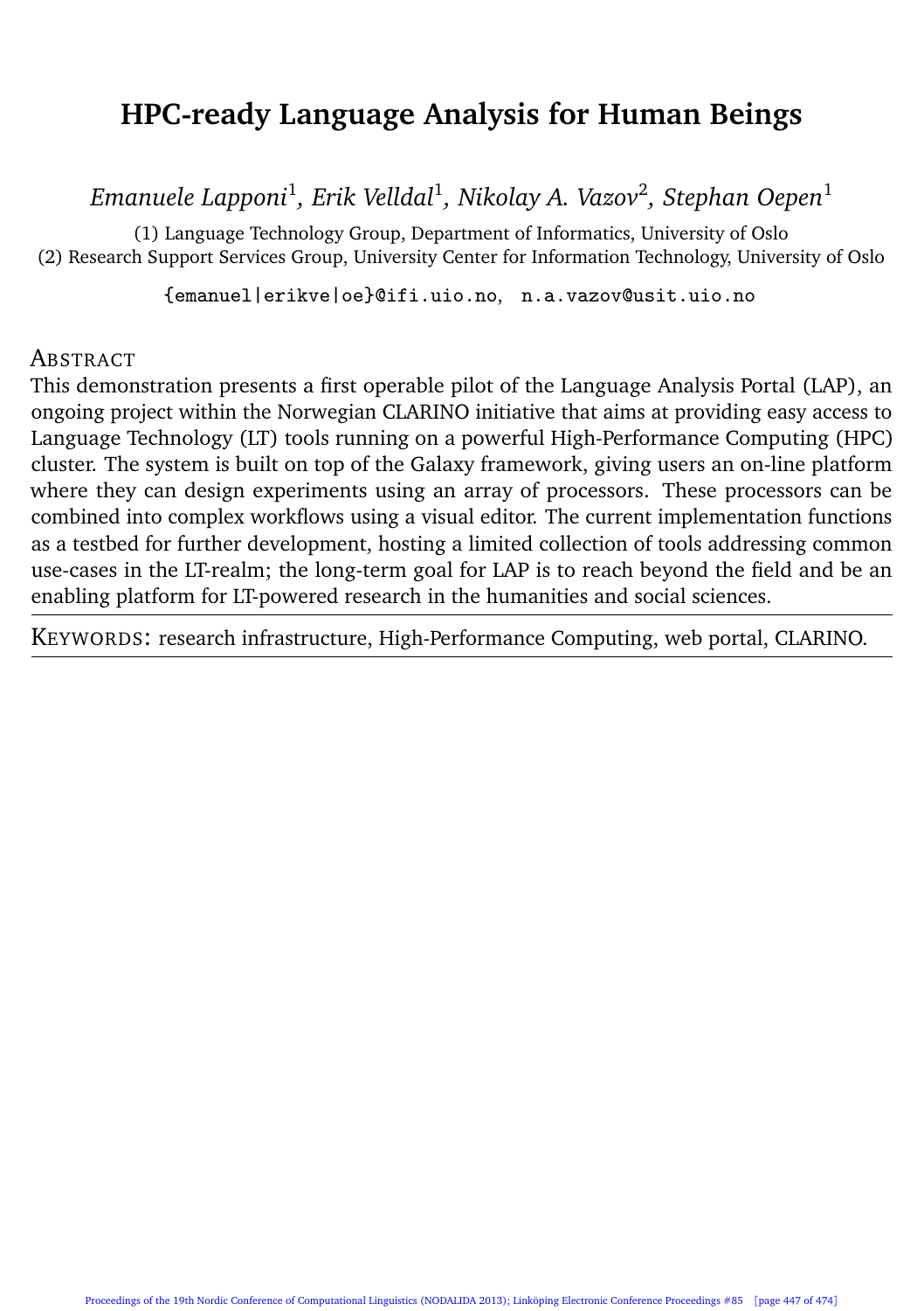# HPC-ready Language Analysis for Human Beings

*Emanuele Lapponi*[1]*, Erik Velldal*[1]*, Nikolay A. Vazov*[2]*, Stephan Oepen*[1]

(1) Language Technology Group, Department of Informatics, University of Oslo
(2) Research Support Services Group, University Center for Information Technology, University of Oslo

{emanuel|erikve|oe}@ifi.uio.no, n.a.vazov@usit.uio.no

## Abstract

This demonstration presents a first operable pilot of the Language Analysis Portal (LAP), an ongoing project within the Norwegian CLARINO initiative that aims at providing easy access to Language Technology (LT) tools running on a powerful High-Performance Computing (HPC) cluster. The system is built on top of the Galaxy framework, giving users an on-line platform where they can design experiments using an array of processors. These processors can be combined into complex workflows using a visual editor. The current implementation functions as a testbed for further development, hosting a limited collection of tools addressing common use-cases in the LT-realm; the long-term goal for LAP is to reach beyond the field and be an enabling platform for LT-powered research in the humanities and social sciences.

Keywords: research infrastructure, High-Performance Computing, web portal, CLARINO.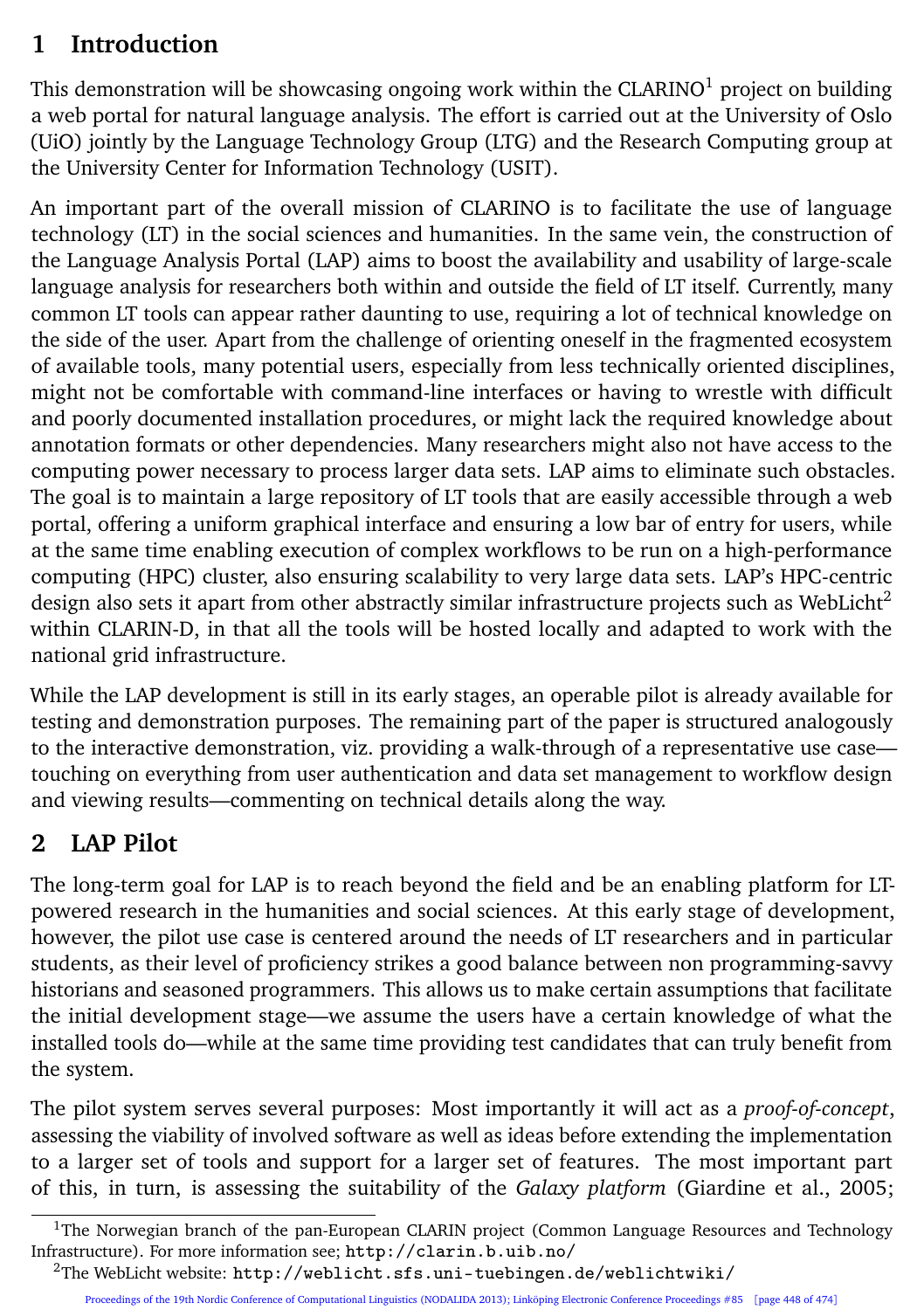# 1 Introduction

This demonstration will be showcasing ongoing work within the CLARINO[1] project on building a web portal for natural language analysis. The effort is carried out at the University of Oslo (UiO) jointly by the Language Technology Group (LTG) and the Research Computing group at the University Center for Information Technology (USIT).

An important part of the overall mission of CLARINO is to facilitate the use of language technology (LT) in the social sciences and humanities. In the same vein, the construction of the Language Analysis Portal (LAP) aims to boost the availability and usability of large-scale language analysis for researchers both within and outside the field of LT itself. Currently, many common LT tools can appear rather daunting to use, requiring a lot of technical knowledge on the side of the user. Apart from the challenge of orienting oneself in the fragmented ecosystem of available tools, many potential users, especially from less technically oriented disciplines, might not be comfortable with command-line interfaces or having to wrestle with difficult and poorly documented installation procedures, or might lack the required knowledge about annotation formats or other dependencies. Many researchers might also not have access to the computing power necessary to process larger data sets. LAP aims to eliminate such obstacles. The goal is to maintain a large repository of LT tools that are easily accessible through a web portal, offering a uniform graphical interface and ensuring a low bar of entry for users, while at the same time enabling execution of complex workflows to be run on a high-performance computing (HPC) cluster, also ensuring scalability to very large data sets. LAP's HPC-centric design also sets it apart from other abstractly similar infrastructure projects such as WebLicht[2] within CLARIN-D, in that all the tools will be hosted locally and adapted to work with the national grid infrastructure.

While the LAP development is still in its early stages, an operable pilot is already available for testing and demonstration purposes. The remaining part of the paper is structured analogously to the interactive demonstration, viz. providing a walk-through of a representative use case—touching on everything from user authentication and data set management to workflow design and viewing results—commenting on technical details along the way.

# 2 LAP Pilot

The long-term goal for LAP is to reach beyond the field and be an enabling platform for LT-powered research in the humanities and social sciences. At this early stage of development, however, the pilot use case is centered around the needs of LT researchers and in particular students, as their level of proficiency strikes a good balance between non programming-savvy historians and seasoned programmers. This allows us to make certain assumptions that facilitate the initial development stage—we assume the users have a certain knowledge of what the installed tools do—while at the same time providing test candidates that can truly benefit from the system.

The pilot system serves several purposes: Most importantly it will act as a *proof-of-concept*, assessing the viability of involved software as well as ideas before extending the implementation to a larger set of tools and support for a larger set of features. The most important part of this, in turn, is assessing the suitability of the *Galaxy platform* (Giardine et al., 2005;

[1] The Norwegian branch of the pan-European CLARIN project (Common Language Resources and Technology Infrastructure). For more information see; http://clarin.b.uib.no/

[2] The WebLicht website: http://weblicht.sfs.uni-tuebingen.de/weblichtwiki/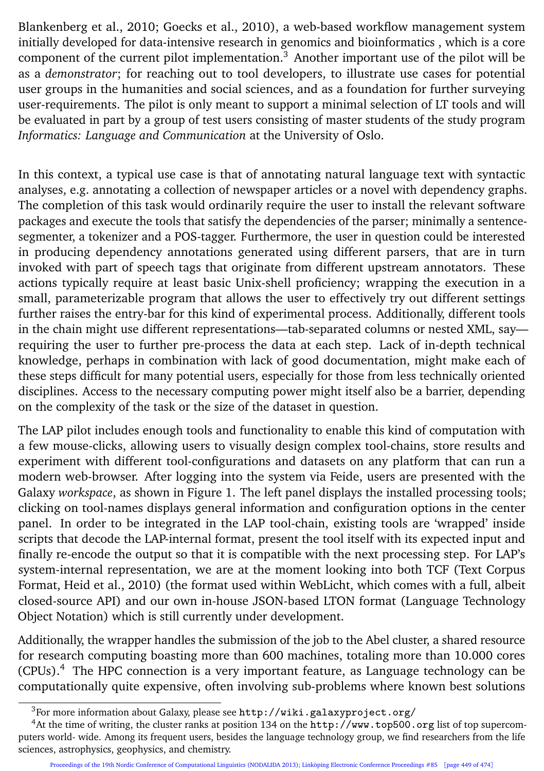Blankenberg et al., 2010; Goecks et al., 2010), a web-based workflow management system initially developed for data-intensive research in genomics and bioinformatics , which is a core component of the current pilot implementation.[3] Another important use of the pilot will be as a *demonstrator*; for reaching out to tool developers, to illustrate use cases for potential user groups in the humanities and social sciences, and as a foundation for further surveying user-requirements. The pilot is only meant to support a minimal selection of LT tools and will be evaluated in part by a group of test users consisting of master students of the study program *Informatics: Language and Communication* at the University of Oslo.

In this context, a typical use case is that of annotating natural language text with syntactic analyses, e.g. annotating a collection of newspaper articles or a novel with dependency graphs. The completion of this task would ordinarily require the user to install the relevant software packages and execute the tools that satisfy the dependencies of the parser; minimally a sentence-segmenter, a tokenizer and a POS-tagger. Furthermore, the user in question could be interested in producing dependency annotations generated using different parsers, that are in turn invoked with part of speech tags that originate from different upstream annotators. These actions typically require at least basic Unix-shell proficiency; wrapping the execution in a small, parameterizable program that allows the user to effectively try out different settings further raises the entry-bar for this kind of experimental process. Additionally, different tools in the chain might use different representations—tab-separated columns or nested XML, say—requiring the user to further pre-process the data at each step. Lack of in-depth technical knowledge, perhaps in combination with lack of good documentation, might make each of these steps difficult for many potential users, especially for those from less technically oriented disciplines. Access to the necessary computing power might itself also be a barrier, depending on the complexity of the task or the size of the dataset in question.

The LAP pilot includes enough tools and functionality to enable this kind of computation with a few mouse-clicks, allowing users to visually design complex tool-chains, store results and experiment with different tool-configurations and datasets on any platform that can run a modern web-browser. After logging into the system via Feide, users are presented with the Galaxy *workspace*, as shown in Figure 1. The left panel displays the installed processing tools; clicking on tool-names displays general information and configuration options in the center panel. In order to be integrated in the LAP tool-chain, existing tools are 'wrapped' inside scripts that decode the LAP-internal format, present the tool itself with its expected input and finally re-encode the output so that it is compatible with the next processing step. For LAP's system-internal representation, we are at the moment looking into both TCF (Text Corpus Format, Heid et al., 2010) (the format used within WebLicht, which comes with a full, albeit closed-source API) and our own in-house JSON-based LTON format (Language Technology Object Notation) which is still currently under development.

Additionally, the wrapper handles the submission of the job to the Abel cluster, a shared resource for research computing boasting more than 600 machines, totaling more than 10.000 cores (CPUs).[4] The HPC connection is a very important feature, as Language technology can be computationally quite expensive, often involving sub-problems where known best solutions

[3] For more information about Galaxy, please see `http://wiki.galaxyproject.org/`

[4] At the time of writing, the cluster ranks at position 134 on the `http://www.top500.org` list of top supercomputers world- wide. Among its frequent users, besides the language technology group, we find researchers from the life sciences, astrophysics, geophysics, and chemistry.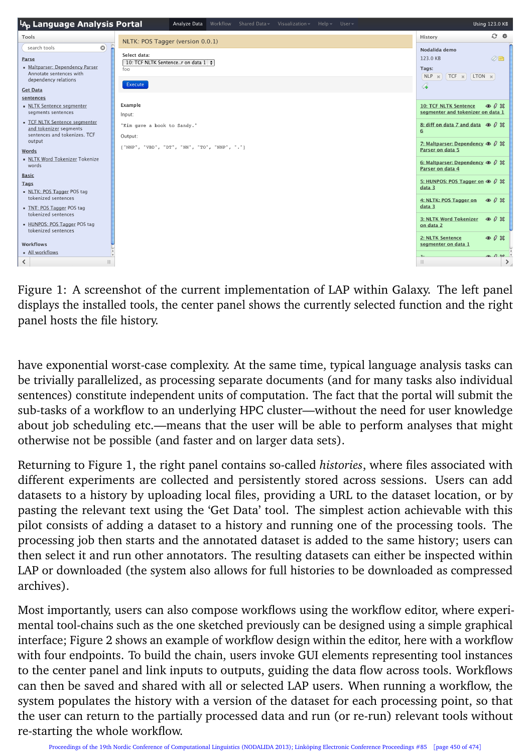Figure 1: A screenshot of the current implementation of LAP within Galaxy. The left panel displays the installed tools, the center panel shows the currently selected function and the right panel hosts the file history.

have exponential worst-case complexity. At the same time, typical language analysis tasks can be trivially parallelized, as processing separate documents (and for many tasks also individual sentences) constitute independent units of computation. The fact that the portal will submit the sub-tasks of a workflow to an underlying HPC cluster—without the need for user knowledge about job scheduling etc.—means that the user will be able to perform analyses that might otherwise not be possible (and faster and on larger data sets).

Returning to Figure 1, the right panel contains so-called *histories*, where files associated with different experiments are collected and persistently stored across sessions. Users can add datasets to a history by uploading local files, providing a URL to the dataset location, or by pasting the relevant text using the 'Get Data' tool. The simplest action achievable with this pilot consists of adding a dataset to a history and running one of the processing tools. The processing job then starts and the annotated dataset is added to the same history; users can then select it and run other annotators. The resulting datasets can either be inspected within LAP or downloaded (the system also allows for full histories to be downloaded as compressed archives).

Most importantly, users can also compose workflows using the workflow editor, where experimental tool-chains such as the one sketched previously can be designed using a simple graphical interface; Figure 2 shows an example of workflow design within the editor, here with a workflow with four endpoints. To build the chain, users invoke GUI elements representing tool instances to the center panel and link inputs to outputs, guiding the data flow across tools. Workflows can then be saved and shared with all or selected LAP users. When running a workflow, the system populates the history with a version of the dataset for each processing point, so that the user can return to the partially processed data and run (or re-run) relevant tools without re-starting the whole workflow.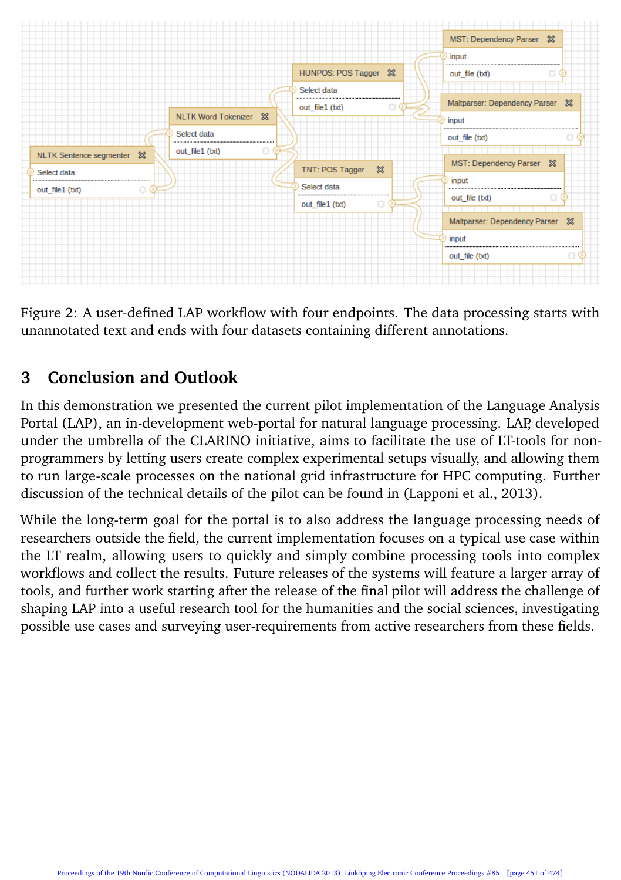Figure 2: A user-defined LAP workflow with four endpoints. The data processing starts with unannotated text and ends with four datasets containing different annotations.

## 3 Conclusion and Outlook

In this demonstration we presented the current pilot implementation of the Language Analysis Portal (LAP), an in-development web-portal for natural language processing. LAP, developed under the umbrella of the CLARINO initiative, aims to facilitate the use of LT-tools for non-programmers by letting users create complex experimental setups visually, and allowing them to run large-scale processes on the national grid infrastructure for HPC computing. Further discussion of the technical details of the pilot can be found in (Lapponi et al., 2013).

While the long-term goal for the portal is to also address the language processing needs of researchers outside the field, the current implementation focuses on a typical use case within the LT realm, allowing users to quickly and simply combine processing tools into complex workflows and collect the results. Future releases of the systems will feature a larger array of tools, and further work starting after the release of the final pilot will address the challenge of shaping LAP into a useful research tool for the humanities and the social sciences, investigating possible use cases and surveying user-requirements from active researchers from these fields.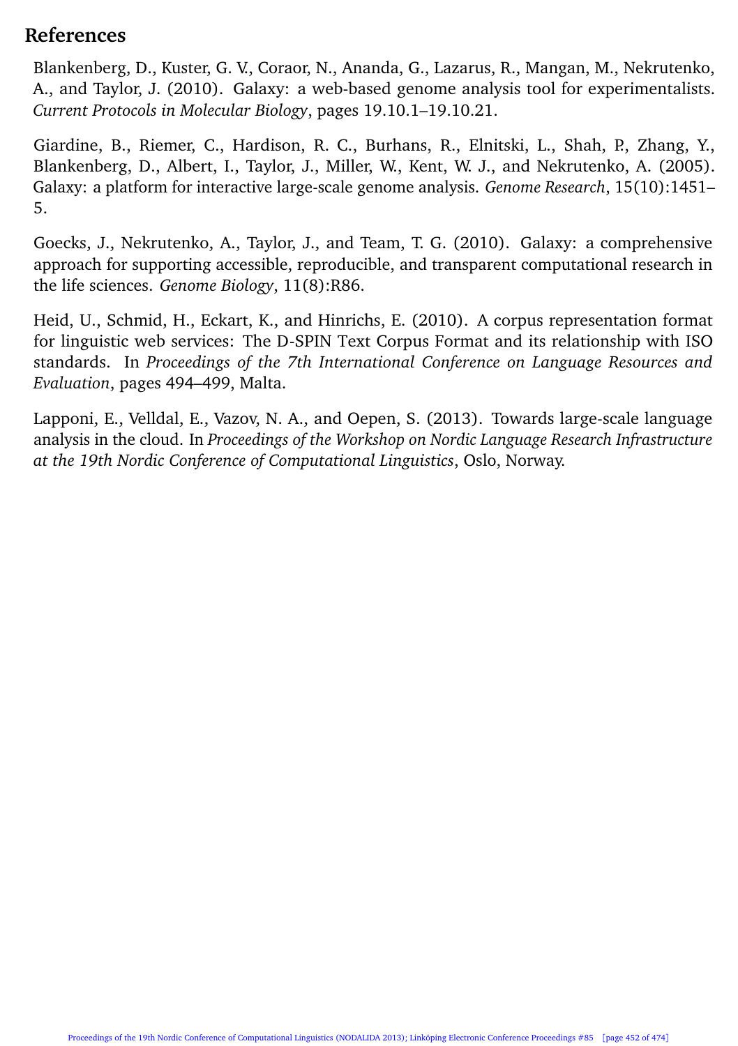## References

Blankenberg, D., Kuster, G. V., Coraor, N., Ananda, G., Lazarus, R., Mangan, M., Nekrutenko, A., and Taylor, J. (2010). Galaxy: a web-based genome analysis tool for experimentalists. *Current Protocols in Molecular Biology*, pages 19.10.1–19.10.21.

Giardine, B., Riemer, C., Hardison, R. C., Burhans, R., Elnitski, L., Shah, P., Zhang, Y., Blankenberg, D., Albert, I., Taylor, J., Miller, W., Kent, W. J., and Nekrutenko, A. (2005). Galaxy: a platform for interactive large-scale genome analysis. *Genome Research*, 15(10):1451–5.

Goecks, J., Nekrutenko, A., Taylor, J., and Team, T. G. (2010). Galaxy: a comprehensive approach for supporting accessible, reproducible, and transparent computational research in the life sciences. *Genome Biology*, 11(8):R86.

Heid, U., Schmid, H., Eckart, K., and Hinrichs, E. (2010). A corpus representation format for linguistic web services: The D-SPIN Text Corpus Format and its relationship with ISO standards. In *Proceedings of the 7th International Conference on Language Resources and Evaluation*, pages 494–499, Malta.

Lapponi, E., Velldal, E., Vazov, N. A., and Oepen, S. (2013). Towards large-scale language analysis in the cloud. In *Proceedings of the Workshop on Nordic Language Research Infrastructure at the 19th Nordic Conference of Computational Linguistics*, Oslo, Norway.